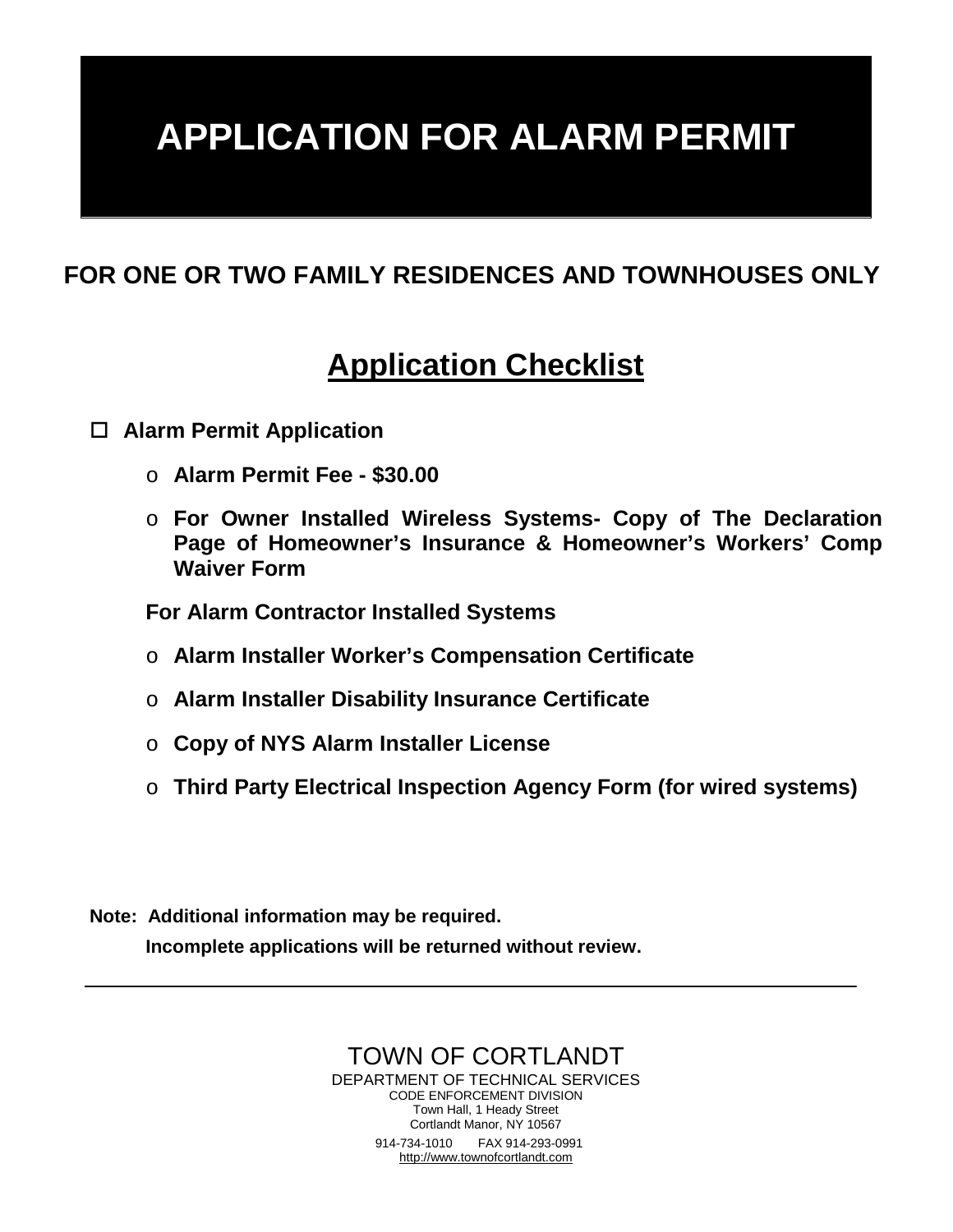# APPLICATION FOR ALARM PERMIT

## FOR ONE OR TWO FAMILY RESIDENCES AND TOWNHOUSES ONLY

## Application Checklist

- ☐ **Alarm Permit Application**
  - **Alarm Permit Fee - $30.00**
  - **For Owner Installed Wireless Systems- Copy of The Declaration Page of Homeowner's Insurance & Homeowner's Workers' Comp Waiver Form**

  **For Alarm Contractor Installed Systems**

  - **Alarm Installer Worker's Compensation Certificate**
  - **Alarm Installer Disability Insurance Certificate**
  - **Copy of NYS Alarm Installer License**
  - **Third Party Electrical Inspection Agency Form (for wired systems)**

**Note: Additional information may be required.**

**Incomplete applications will be returned without review.**

---

TOWN OF CORTLANDT
DEPARTMENT OF TECHNICAL SERVICES
CODE ENFORCEMENT DIVISION
Town Hall, 1 Heady Street
Cortlandt Manor, NY 10567
914-734-1010 FAX 914-293-0991
http://www.townofcortlandt.com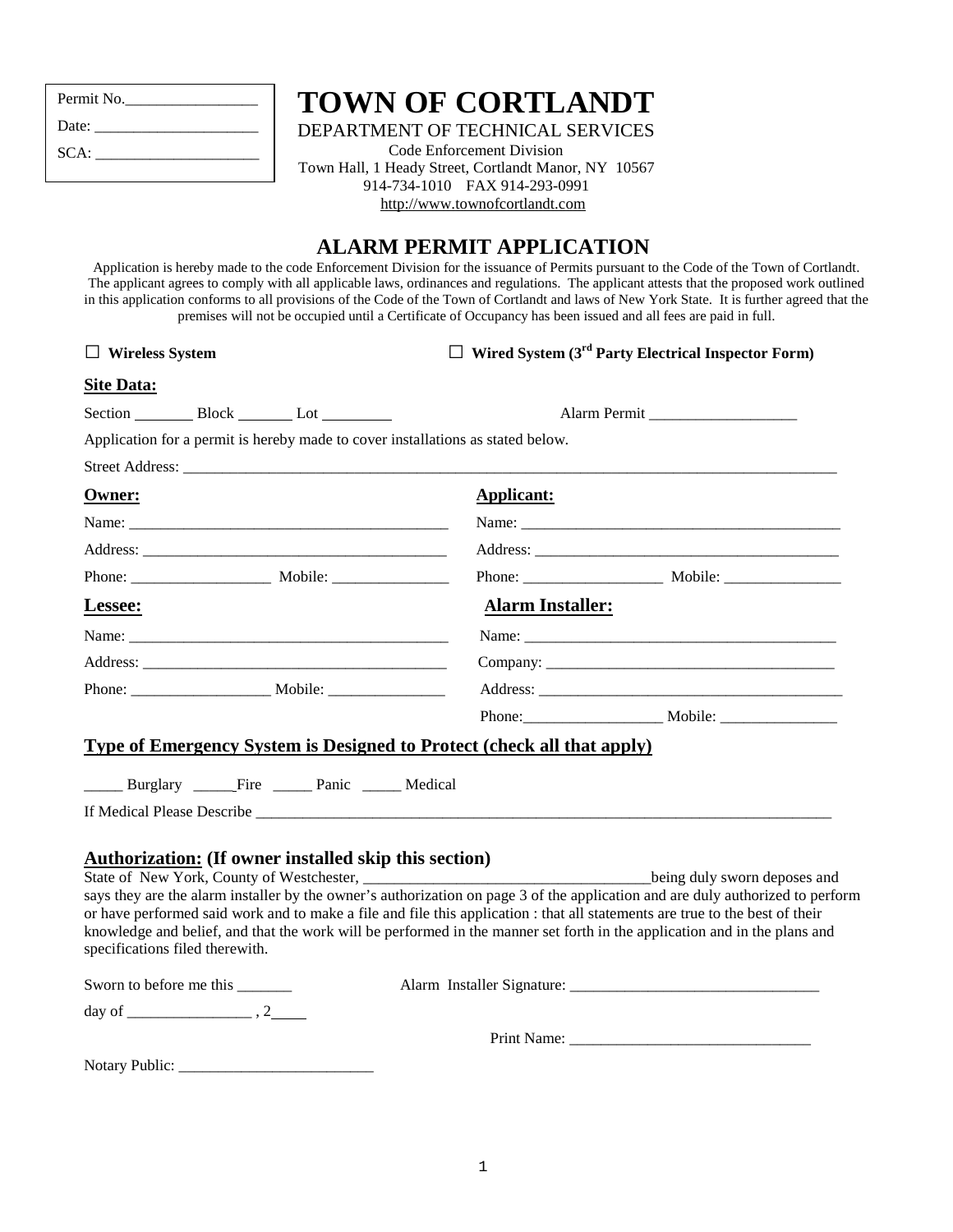Permit No.\_\_\_\_\_\_\_\_\_\_\_\_\_\_\_\_\_

Date: \_\_\_\_\_\_\_\_\_\_\_\_\_\_\_\_\_\_\_\_\_

SCA: \_\_\_\_\_\_\_\_\_\_\_\_\_\_\_\_\_\_\_\_\_

# TOWN OF CORTLANDT

DEPARTMENT OF TECHNICAL SERVICES
Code Enforcement Division
Town Hall, 1 Heady Street, Cortlandt Manor, NY 10567
914-734-1010 FAX 914-293-0991
http://www.townofcortlandt.com

## ALARM PERMIT APPLICATION

Application is hereby made to the code Enforcement Division for the issuance of Permits pursuant to the Code of the Town of Cortlandt. The applicant agrees to comply with all applicable laws, ordinances and regulations. The applicant attests that the proposed work outlined in this application conforms to all provisions of the Code of the Town of Cortlandt and laws of New York State. It is further agreed that the premises will not be occupied until a Certificate of Occupancy has been issued and all fees are paid in full.

☐ **Wireless System** ☐ **Wired System (3rd Party Electrical Inspector Form)**

**Site Data:**

Section \_\_\_\_\_\_\_\_ Block \_\_\_\_\_\_\_ Lot \_\_\_\_\_\_\_\_\_ Alarm Permit \_\_\_\_\_\_\_\_\_\_\_\_\_\_\_\_\_\_\_

Application for a permit is hereby made to cover installations as stated below.

Street Address: \_\_\_\_\_\_\_\_\_\_\_\_\_\_\_\_\_\_\_\_\_\_\_\_\_\_\_\_\_\_\_\_\_\_\_\_\_\_\_\_\_\_\_\_\_\_\_\_\_\_\_\_\_\_\_\_\_\_\_\_\_\_\_\_\_\_\_\_\_\_\_\_\_

**Owner:**

Name: \_\_\_\_\_\_\_\_\_\_\_\_\_\_\_\_\_\_\_\_\_\_\_\_\_\_\_\_\_\_\_\_\_\_\_\_\_\_\_\_\_

Address: \_\_\_\_\_\_\_\_\_\_\_\_\_\_\_\_\_\_\_\_\_\_\_\_\_\_\_\_\_\_\_\_\_\_\_\_\_\_\_

Phone: \_\_\_\_\_\_\_\_\_\_\_\_\_\_\_\_\_\_ Mobile: \_\_\_\_\_\_\_\_\_\_\_\_\_\_\_

**Applicant:**

Name: \_\_\_\_\_\_\_\_\_\_\_\_\_\_\_\_\_\_\_\_\_\_\_\_\_\_\_\_\_\_\_\_\_\_\_\_\_\_\_\_\_

Address: \_\_\_\_\_\_\_\_\_\_\_\_\_\_\_\_\_\_\_\_\_\_\_\_\_\_\_\_\_\_\_\_\_\_\_\_\_\_\_

Phone: \_\_\_\_\_\_\_\_\_\_\_\_\_\_\_\_\_\_ Mobile: \_\_\_\_\_\_\_\_\_\_\_\_\_\_\_

**Lessee:**

Name: \_\_\_\_\_\_\_\_\_\_\_\_\_\_\_\_\_\_\_\_\_\_\_\_\_\_\_\_\_\_\_\_\_\_\_\_\_\_\_\_\_

Address: \_\_\_\_\_\_\_\_\_\_\_\_\_\_\_\_\_\_\_\_\_\_\_\_\_\_\_\_\_\_\_\_\_\_\_\_\_\_\_

Phone: \_\_\_\_\_\_\_\_\_\_\_\_\_\_\_\_\_\_ Mobile: \_\_\_\_\_\_\_\_\_\_\_\_\_\_\_

**Alarm Installer:**

Name: \_\_\_\_\_\_\_\_\_\_\_\_\_\_\_\_\_\_\_\_\_\_\_\_\_\_\_\_\_\_\_\_\_\_\_\_\_\_\_\_\_

Company: \_\_\_\_\_\_\_\_\_\_\_\_\_\_\_\_\_\_\_\_\_\_\_\_\_\_\_\_\_\_\_\_\_\_\_\_\_\_

Address: \_\_\_\_\_\_\_\_\_\_\_\_\_\_\_\_\_\_\_\_\_\_\_\_\_\_\_\_\_\_\_\_\_\_\_\_\_\_\_

Phone: \_\_\_\_\_\_\_\_\_\_\_\_\_\_\_\_\_\_ Mobile: \_\_\_\_\_\_\_\_\_\_\_\_\_\_\_

**Type of Emergency System is Designed to Protect (check all that apply)**

\_\_\_\_\_ Burglary \_\_\_\_\_\_Fire \_\_\_\_\_ Panic \_\_\_\_\_ Medical

If Medical Please Describe \_\_\_\_\_\_\_\_\_\_\_\_\_\_\_\_\_\_\_\_\_\_\_\_\_\_\_\_\_\_\_\_\_\_\_\_\_\_\_\_\_\_\_\_\_\_\_\_\_\_\_\_\_\_\_\_\_\_\_\_\_\_\_\_\_\_\_\_\_\_\_\_\_\_

**Authorization: (If owner installed skip this section)**

State of New York, County of Westchester, \_\_\_\_\_\_\_\_\_\_\_\_\_\_\_\_\_\_\_\_\_\_\_\_\_\_\_\_\_\_\_\_\_\_\_\_\_\_being duly sworn deposes and says they are the alarm installer by the owner's authorization on page 3 of the application and are duly authorized to perform or have performed said work and to make a file and file this application : that all statements are true to the best of their knowledge and belief, and that the work will be performed in the manner set forth in the application and in the plans and specifications filed therewith.

Sworn to before me this \_\_\_\_\_\_\_ Alarm Installer Signature: \_\_\_\_\_\_\_\_\_\_\_\_\_\_\_\_\_\_\_\_\_\_\_\_\_\_\_\_\_\_\_\_\_

day of \_\_\_\_\_\_\_\_\_\_\_\_\_\_\_\_ , 2\_\_\_\_

Print Name: \_\_\_\_\_\_\_\_\_\_\_\_\_\_\_\_\_\_\_\_\_\_\_\_\_\_\_\_\_\_\_

Notary Public: \_\_\_\_\_\_\_\_\_\_\_\_\_\_\_\_\_\_\_\_\_\_\_\_\_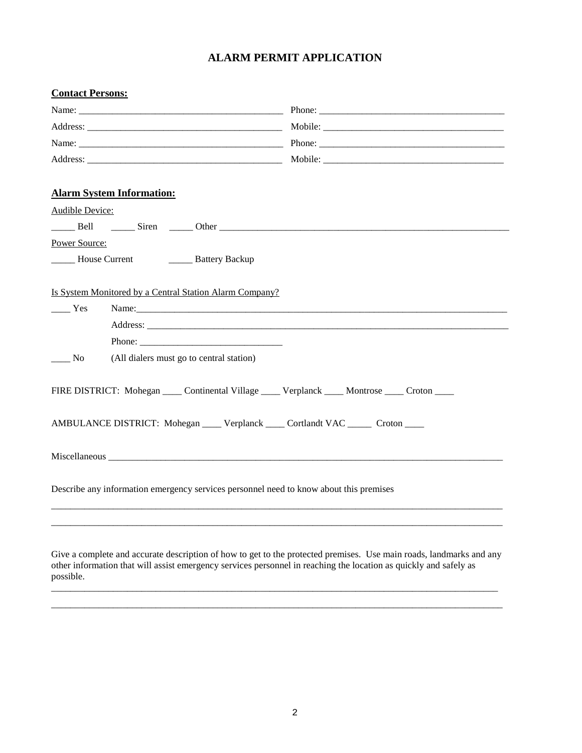# ALARM PERMIT APPLICATION

**Contact Persons:**

Name: ___________________________________________ Phone: ______________________________________

Address: _________________________________________ Mobile: _____________________________________

Name: ___________________________________________ Phone: ______________________________________

Address: _________________________________________ Mobile: _____________________________________

**Alarm System Information:**

Audible Device:

_____ Bell _____ Siren _____ Other _______________________________________________________________

Power Source:

_____ House Current _____ Battery Backup

Is System Monitored by a Central Station Alarm Company?

____ Yes Name:_____________________________________________________________________________

Address: ___________________________________________________________________________

Phone: _____________________________

____ No (All dialers must go to central station)

FIRE DISTRICT: Mohegan ____ Continental Village ____ Verplanck ____ Montrose ____ Croton ____

AMBULANCE DISTRICT: Mohegan ____ Verplanck ____ Cortlandt VAC _____ Croton ____

Miscellaneous _____________________________________________________________________________________

Describe any information emergency services personnel need to know about this premises

_______________________________________________________________________________________________

_______________________________________________________________________________________________

Give a complete and accurate description of how to get to the protected premises. Use main roads, landmarks and any other information that will assist emergency services personnel in reaching the location as quickly and safely as possible.

_______________________________________________________________________________________________

_______________________________________________________________________________________________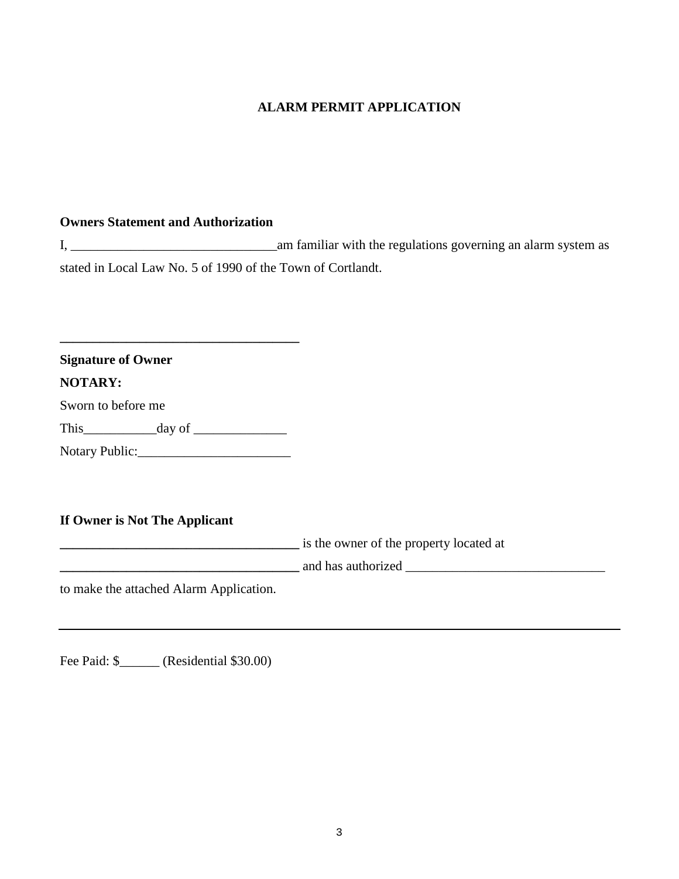# ALARM PERMIT APPLICATION

**Owners Statement and Authorization**

I, _______________________________am familiar with the regulations governing an alarm system as stated in Local Law No. 5 of 1990 of the Town of Cortlandt.

____________________________________

**Signature of Owner**

**NOTARY:**

Sworn to before me

This___________day of ______________

Notary Public:_______________________

**If Owner is Not The Applicant**

____________________________________ is the owner of the property located at

____________________________________ and has authorized ______________________________

to make the attached Alarm Application.

---

Fee Paid: $______ (Residential $30.00)